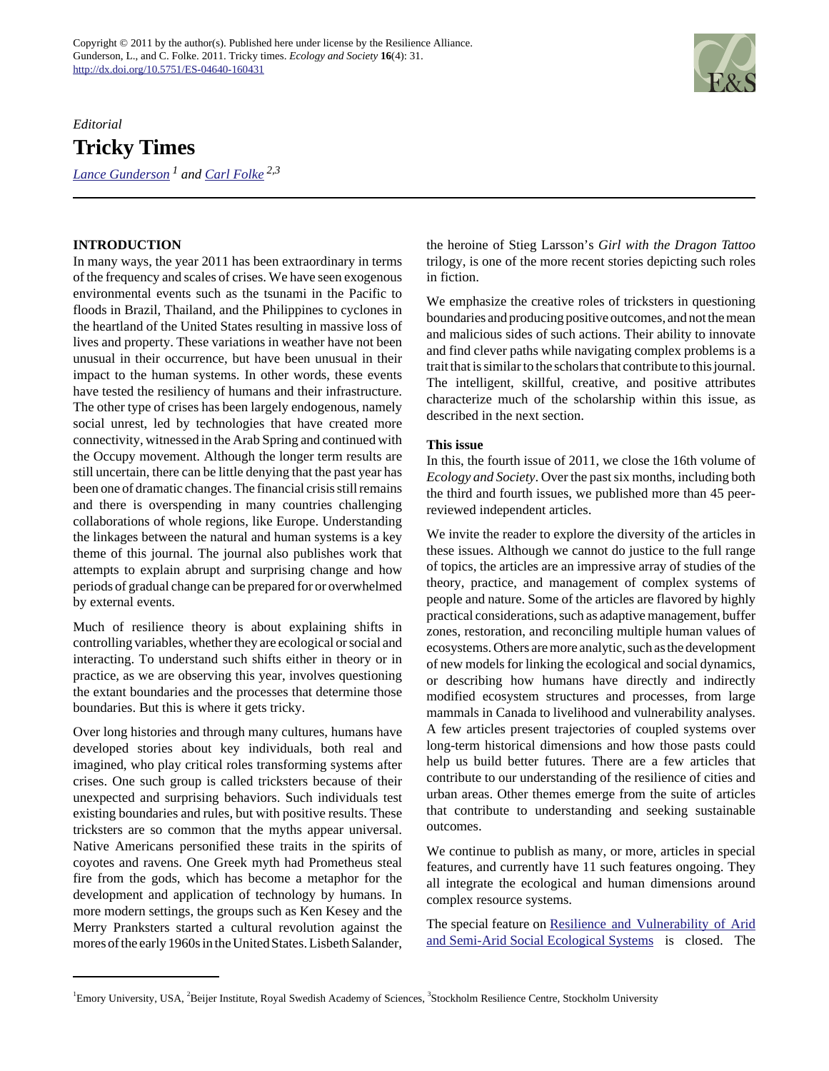Copyright © 2011 by the author(s). Published here under license by the Resilience Alliance.
Gunderson, L., and C. Folke. 2011. Tricky times. *Ecology and Society* **16**(4): 31.
http://dx.doi.org/10.5751/ES-04640-160431

*Editorial*

# Tricky Times

*Lance Gunderson [1] and Carl Folke [2,3]*

## INTRODUCTION

In many ways, the year 2011 has been extraordinary in terms of the frequency and scales of crises. We have seen exogenous environmental events such as the tsunami in the Pacific to floods in Brazil, Thailand, and the Philippines to cyclones in the heartland of the United States resulting in massive loss of lives and property. These variations in weather have not been unusual in their occurrence, but have been unusual in their impact to the human systems. In other words, these events have tested the resiliency of humans and their infrastructure. The other type of crises has been largely endogenous, namely social unrest, led by technologies that have created more connectivity, witnessed in the Arab Spring and continued with the Occupy movement. Although the longer term results are still uncertain, there can be little denying that the past year has been one of dramatic changes. The financial crisis still remains and there is overspending in many countries challenging collaborations of whole regions, like Europe. Understanding the linkages between the natural and human systems is a key theme of this journal. The journal also publishes work that attempts to explain abrupt and surprising change and how periods of gradual change can be prepared for or overwhelmed by external events.

Much of resilience theory is about explaining shifts in controlling variables, whether they are ecological or social and interacting. To understand such shifts either in theory or in practice, as we are observing this year, involves questioning the extant boundaries and the processes that determine those boundaries. But this is where it gets tricky.

Over long histories and through many cultures, humans have developed stories about key individuals, both real and imagined, who play critical roles transforming systems after crises. One such group is called tricksters because of their unexpected and surprising behaviors. Such individuals test existing boundaries and rules, but with positive results. These tricksters are so common that the myths appear universal. Native Americans personified these traits in the spirits of coyotes and ravens. One Greek myth had Prometheus steal fire from the gods, which has become a metaphor for the development and application of technology by humans. In more modern settings, the groups such as Ken Kesey and the Merry Pranksters started a cultural revolution against the mores of the early 1960s in the United States. Lisbeth Salander, the heroine of Stieg Larsson's *Girl with the Dragon Tattoo* trilogy, is one of the more recent stories depicting such roles in fiction.

We emphasize the creative roles of tricksters in questioning boundaries and producing positive outcomes, and not the mean and malicious sides of such actions. Their ability to innovate and find clever paths while navigating complex problems is a trait that is similar to the scholars that contribute to this journal. The intelligent, skillful, creative, and positive attributes characterize much of the scholarship within this issue, as described in the next section.

### This issue

In this, the fourth issue of 2011, we close the 16th volume of *Ecology and Society*. Over the past six months, including both the third and fourth issues, we published more than 45 peer-reviewed independent articles.

We invite the reader to explore the diversity of the articles in these issues. Although we cannot do justice to the full range of topics, the articles are an impressive array of studies of the theory, practice, and management of complex systems of people and nature. Some of the articles are flavored by highly practical considerations, such as adaptive management, buffer zones, restoration, and reconciling multiple human values of ecosystems. Others are more analytic, such as the development of new models for linking the ecological and social dynamics, or describing how humans have directly and indirectly modified ecosystem structures and processes, from large mammals in Canada to livelihood and vulnerability analyses. A few articles present trajectories of coupled systems over long-term historical dimensions and how those pasts could help us build better futures. There are a few articles that contribute to our understanding of the resilience of cities and urban areas. Other themes emerge from the suite of articles that contribute to understanding and seeking sustainable outcomes.

We continue to publish as many, or more, articles in special features, and currently have 11 such features ongoing. They all integrate the ecological and human dimensions around complex resource systems.

The special feature on Resilience and Vulnerability of Arid and Semi-Arid Social Ecological Systems is closed. The

---

[1] Emory University, USA, [2] Beijer Institute, Royal Swedish Academy of Sciences, [3] Stockholm Resilience Centre, Stockholm University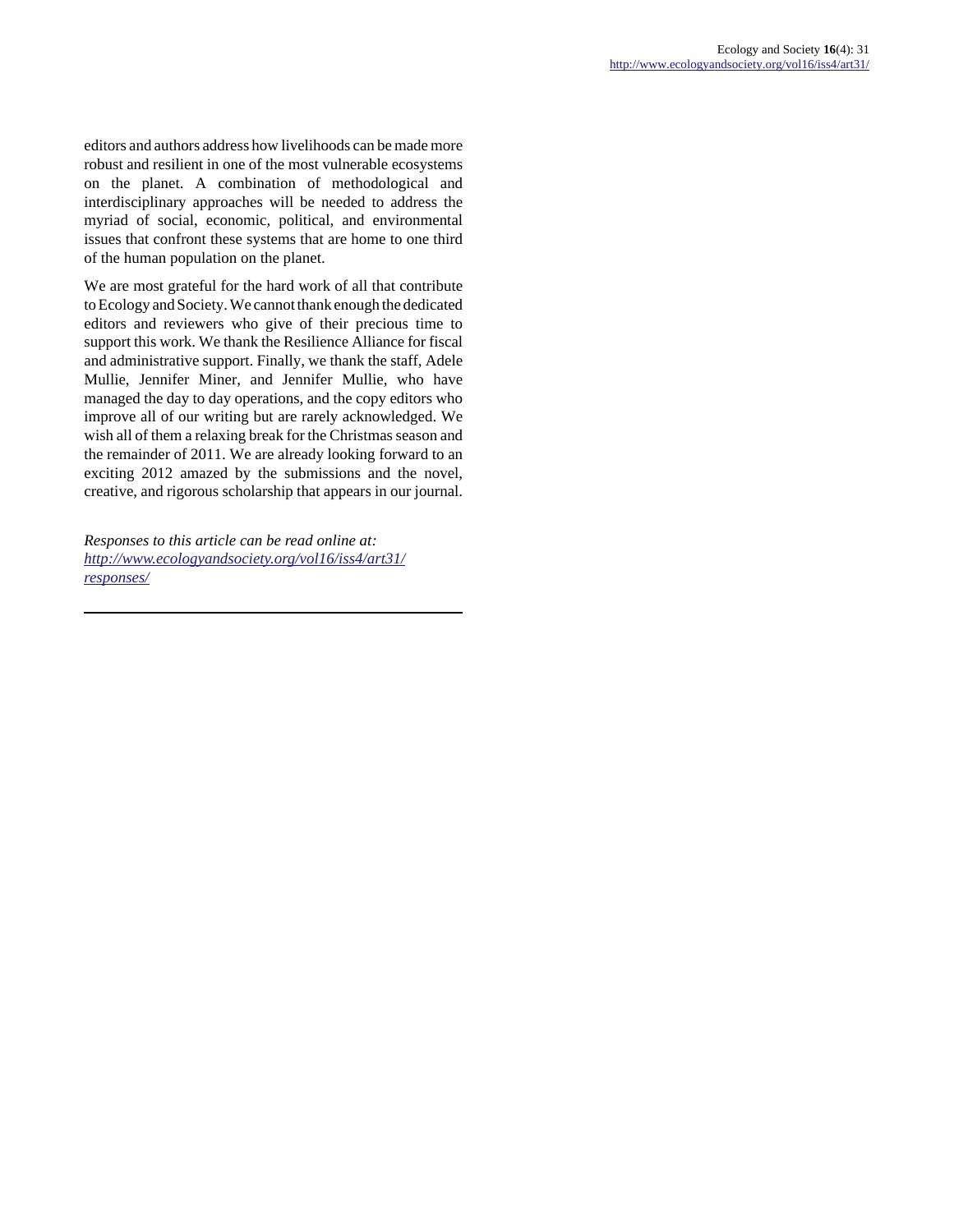editors and authors address how livelihoods can be made more robust and resilient in one of the most vulnerable ecosystems on the planet. A combination of methodological and interdisciplinary approaches will be needed to address the myriad of social, economic, political, and environmental issues that confront these systems that are home to one third of the human population on the planet.

We are most grateful for the hard work of all that contribute to Ecology and Society. We cannot thank enough the dedicated editors and reviewers who give of their precious time to support this work. We thank the Resilience Alliance for fiscal and administrative support. Finally, we thank the staff, Adele Mullie, Jennifer Miner, and Jennifer Mullie, who have managed the day to day operations, and the copy editors who improve all of our writing but are rarely acknowledged. We wish all of them a relaxing break for the Christmas season and the remainder of 2011. We are already looking forward to an exciting 2012 amazed by the submissions and the novel, creative, and rigorous scholarship that appears in our journal.

*Responses to this article can be read online at:*
*http://www.ecologyandsociety.org/vol16/iss4/art31/responses/*